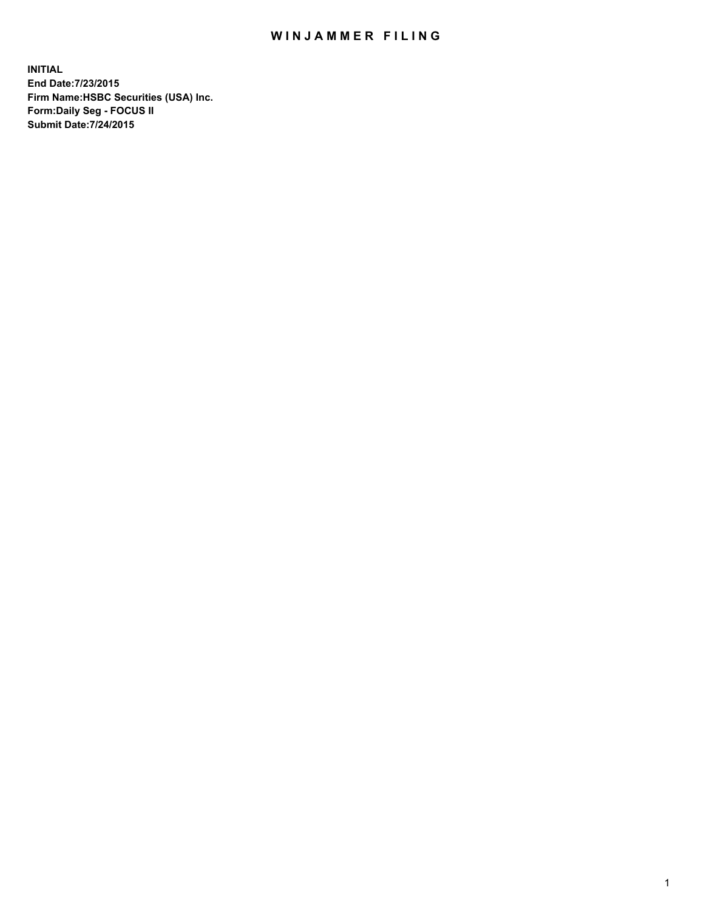# WINJAMMER FILING

**INITIAL**
**End Date:7/23/2015**
**Firm Name:HSBC Securities (USA) Inc.**
**Form:Daily Seg - FOCUS II**
**Submit Date:7/24/2015**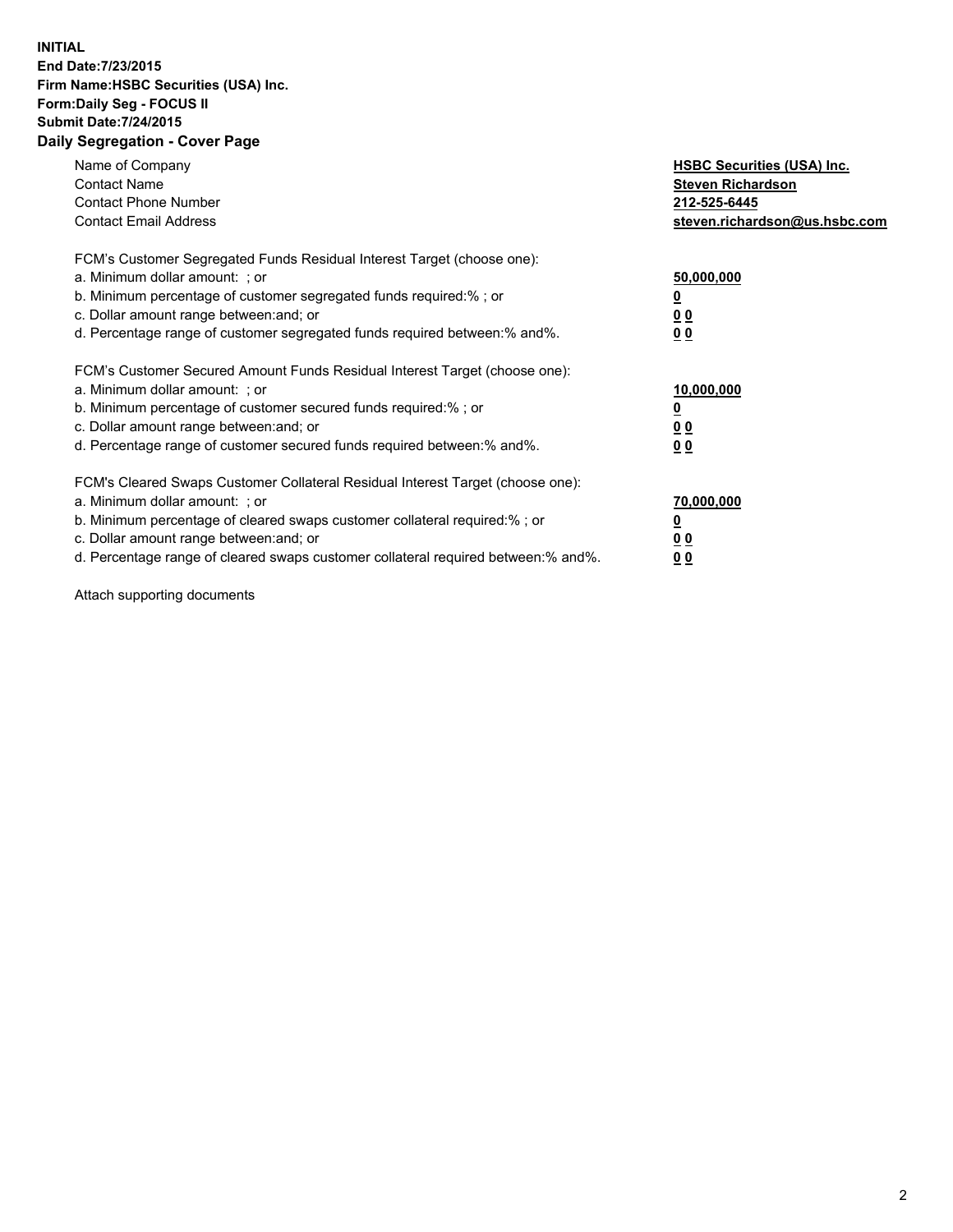**INITIAL**
**End Date:7/23/2015**
**Firm Name:HSBC Securities (USA) Inc.**
**Form:Daily Seg - FOCUS II**
**Submit Date:7/24/2015**

## Daily Segregation - Cover Page

| | |
|---|---|
| Name of Company | **HSBC Securities (USA) Inc.** |
| Contact Name | **Steven Richardson** |
| Contact Phone Number | **212-525-6445** |
| Contact Email Address | **steven.richardson@us.hsbc.com** |

| | |
|---|---|
| FCM's Customer Segregated Funds Residual Interest Target (choose one): | |
| a. Minimum dollar amount: ; or | **50,000,000** |
| b. Minimum percentage of customer segregated funds required:% ; or | **0** |
| c. Dollar amount range between:and; or | **0 0** |
| d. Percentage range of customer segregated funds required between:% and%. | **0 0** |
| FCM's Customer Secured Amount Funds Residual Interest Target (choose one): | |
| a. Minimum dollar amount: ; or | **10,000,000** |
| b. Minimum percentage of customer secured funds required:% ; or | **0** |
| c. Dollar amount range between:and; or | **0 0** |
| d. Percentage range of customer secured funds required between:% and%. | **0 0** |
| FCM's Cleared Swaps Customer Collateral Residual Interest Target (choose one): | |
| a. Minimum dollar amount: ; or | **70,000,000** |
| b. Minimum percentage of cleared swaps customer collateral required:% ; or | **0** |
| c. Dollar amount range between:and; or | **0 0** |
| d. Percentage range of cleared swaps customer collateral required between:% and%. | **0 0** |

Attach supporting documents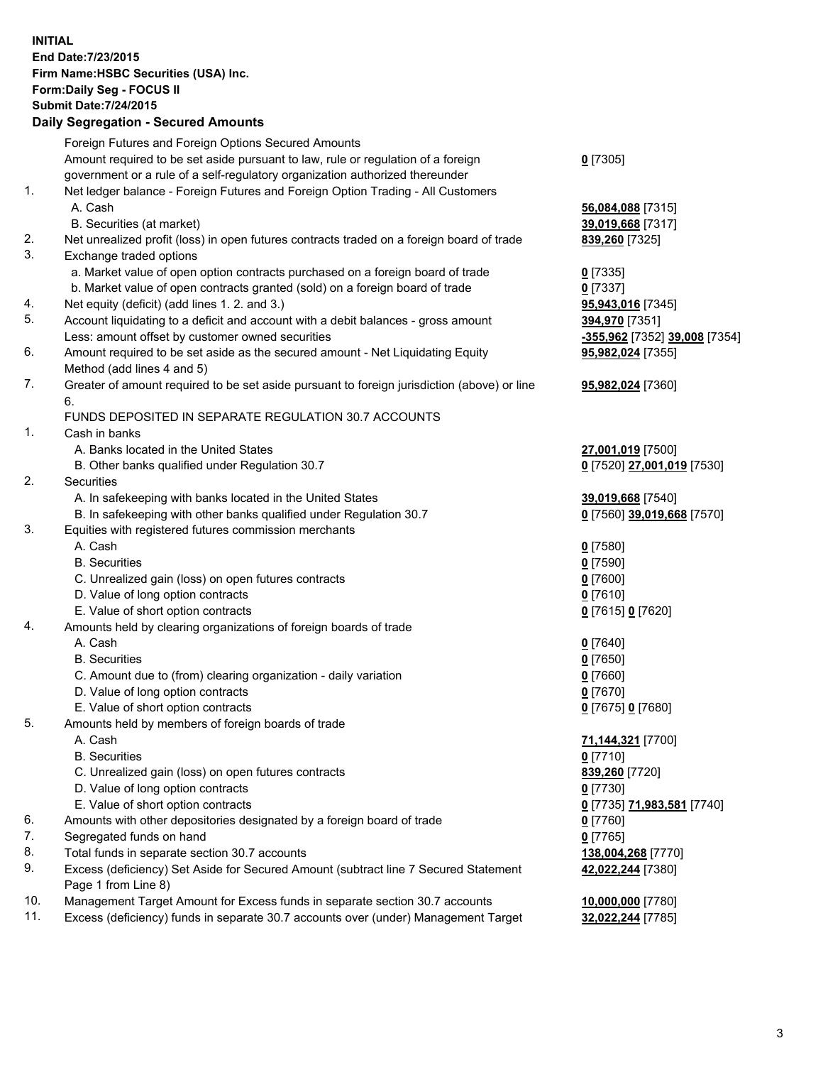**INITIAL**
**End Date:7/23/2015**
**Firm Name:HSBC Securities (USA) Inc.**
**Form:Daily Seg - FOCUS II**
**Submit Date:7/24/2015**

## Daily Segregation - Secured Amounts

| | | |
|---|---|---|
| | Foreign Futures and Foreign Options Secured Amounts | |
| | Amount required to be set aside pursuant to law, rule or regulation of a foreign government or a rule of a self-regulatory organization authorized thereunder | **0** [7305] |
| 1. | Net ledger balance - Foreign Futures and Foreign Option Trading - All Customers | |
| | A. Cash | **56,084,088** [7315] |
| | B. Securities (at market) | **39,019,668** [7317] |
| 2. | Net unrealized profit (loss) in open futures contracts traded on a foreign board of trade | **839,260** [7325] |
| 3. | Exchange traded options | |
| | a. Market value of open option contracts purchased on a foreign board of trade | **0** [7335] |
| | b. Market value of open contracts granted (sold) on a foreign board of trade | **0** [7337] |
| 4. | Net equity (deficit) (add lines 1. 2. and 3.) | **95,943,016** [7345] |
| 5. | Account liquidating to a deficit and account with a debit balances - gross amount | **394,970** [7351] |
| | Less: amount offset by customer owned securities | **-355,962** [7352] **39,008** [7354] |
| 6. | Amount required to be set aside as the secured amount - Net Liquidating Equity Method (add lines 4 and 5) | **95,982,024** [7355] |
| 7. | Greater of amount required to be set aside pursuant to foreign jurisdiction (above) or line 6. | **95,982,024** [7360] |
| | FUNDS DEPOSITED IN SEPARATE REGULATION 30.7 ACCOUNTS | |
| 1. | Cash in banks | |
| | A. Banks located in the United States | **27,001,019** [7500] |
| | B. Other banks qualified under Regulation 30.7 | **0** [7520] **27,001,019** [7530] |
| 2. | Securities | |
| | A. In safekeeping with banks located in the United States | **39,019,668** [7540] |
| | B. In safekeeping with other banks qualified under Regulation 30.7 | **0** [7560] **39,019,668** [7570] |
| 3. | Equities with registered futures commission merchants | |
| | A. Cash | **0** [7580] |
| | B. Securities | **0** [7590] |
| | C. Unrealized gain (loss) on open futures contracts | **0** [7600] |
| | D. Value of long option contracts | **0** [7610] |
| | E. Value of short option contracts | **0** [7615] **0** [7620] |
| 4. | Amounts held by clearing organizations of foreign boards of trade | |
| | A. Cash | **0** [7640] |
| | B. Securities | **0** [7650] |
| | C. Amount due to (from) clearing organization - daily variation | **0** [7660] |
| | D. Value of long option contracts | **0** [7670] |
| | E. Value of short option contracts | **0** [7675] **0** [7680] |
| 5. | Amounts held by members of foreign boards of trade | |
| | A. Cash | **71,144,321** [7700] |
| | B. Securities | **0** [7710] |
| | C. Unrealized gain (loss) on open futures contracts | **839,260** [7720] |
| | D. Value of long option contracts | **0** [7730] |
| | E. Value of short option contracts | **0** [7735] **71,983,581** [7740] |
| 6. | Amounts with other depositories designated by a foreign board of trade | **0** [7760] |
| 7. | Segregated funds on hand | **0** [7765] |
| 8. | Total funds in separate section 30.7 accounts | **138,004,268** [7770] |
| 9. | Excess (deficiency) Set Aside for Secured Amount (subtract line 7 Secured Statement Page 1 from Line 8) | **42,022,244** [7380] |
| 10. | Management Target Amount for Excess funds in separate section 30.7 accounts | **10,000,000** [7780] |
| 11. | Excess (deficiency) funds in separate 30.7 accounts over (under) Management Target | **32,022,244** [7785] |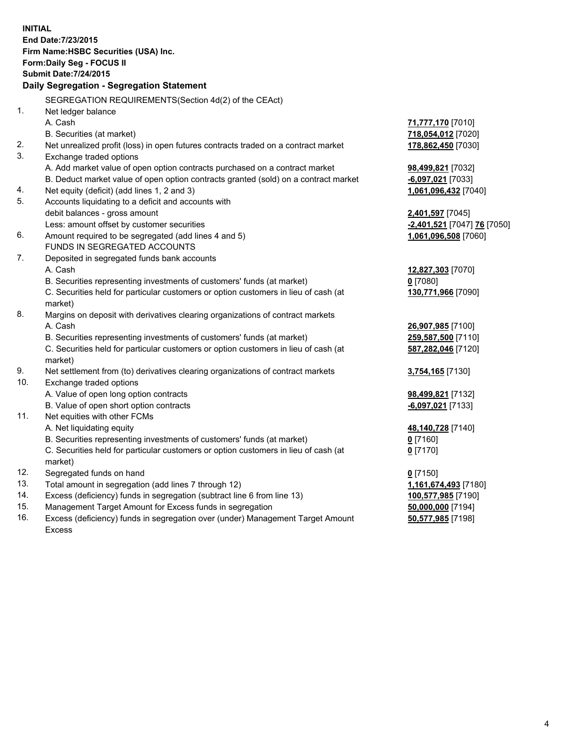**INITIAL**
**End Date:7/23/2015**
**Firm Name:HSBC Securities (USA) Inc.**
**Form:Daily Seg - FOCUS II**
**Submit Date:7/24/2015**

## Daily Segregation - Segregation Statement

SEGREGATION REQUIREMENTS(Section 4d(2) of the CEAct)

| | | |
|---|---|---|
| 1. | Net ledger balance | |
| | A. Cash | **71,777,170** [7010] |
| | B. Securities (at market) | **718,054,012** [7020] |
| 2. | Net unrealized profit (loss) in open futures contracts traded on a contract market | **178,862,450** [7030] |
| 3. | Exchange traded options | |
| | A. Add market value of open option contracts purchased on a contract market | **98,499,821** [7032] |
| | B. Deduct market value of open option contracts granted (sold) on a contract market | **-6,097,021** [7033] |
| 4. | Net equity (deficit) (add lines 1, 2 and 3) | **1,061,096,432** [7040] |
| 5. | Accounts liquidating to a deficit and accounts with | |
| | debit balances - gross amount | **2,401,597** [7045] |
| | Less: amount offset by customer securities | **-2,401,521** [7047] **76** [7050] |
| 6. | Amount required to be segregated (add lines 4 and 5) | **1,061,096,508** [7060] |
| | FUNDS IN SEGREGATED ACCOUNTS | |
| 7. | Deposited in segregated funds bank accounts | |
| | A. Cash | **12,827,303** [7070] |
| | B. Securities representing investments of customers' funds (at market) | **0** [7080] |
| | C. Securities held for particular customers or option customers in lieu of cash (at market) | **130,771,966** [7090] |
| 8. | Margins on deposit with derivatives clearing organizations of contract markets | |
| | A. Cash | **26,907,985** [7100] |
| | B. Securities representing investments of customers' funds (at market) | **259,587,500** [7110] |
| | C. Securities held for particular customers or option customers in lieu of cash (at market) | **587,282,046** [7120] |
| 9. | Net settlement from (to) derivatives clearing organizations of contract markets | **3,754,165** [7130] |
| 10. | Exchange traded options | |
| | A. Value of open long option contracts | **98,499,821** [7132] |
| | B. Value of open short option contracts | **-6,097,021** [7133] |
| 11. | Net equities with other FCMs | |
| | A. Net liquidating equity | **48,140,728** [7140] |
| | B. Securities representing investments of customers' funds (at market) | **0** [7160] |
| | C. Securities held for particular customers or option customers in lieu of cash (at market) | **0** [7170] |
| 12. | Segregated funds on hand | **0** [7150] |
| 13. | Total amount in segregation (add lines 7 through 12) | **1,161,674,493** [7180] |
| 14. | Excess (deficiency) funds in segregation (subtract line 6 from line 13) | **100,577,985** [7190] |
| 15. | Management Target Amount for Excess funds in segregation | **50,000,000** [7194] |
| 16. | Excess (deficiency) funds in segregation over (under) Management Target Amount Excess | **50,577,985** [7198] |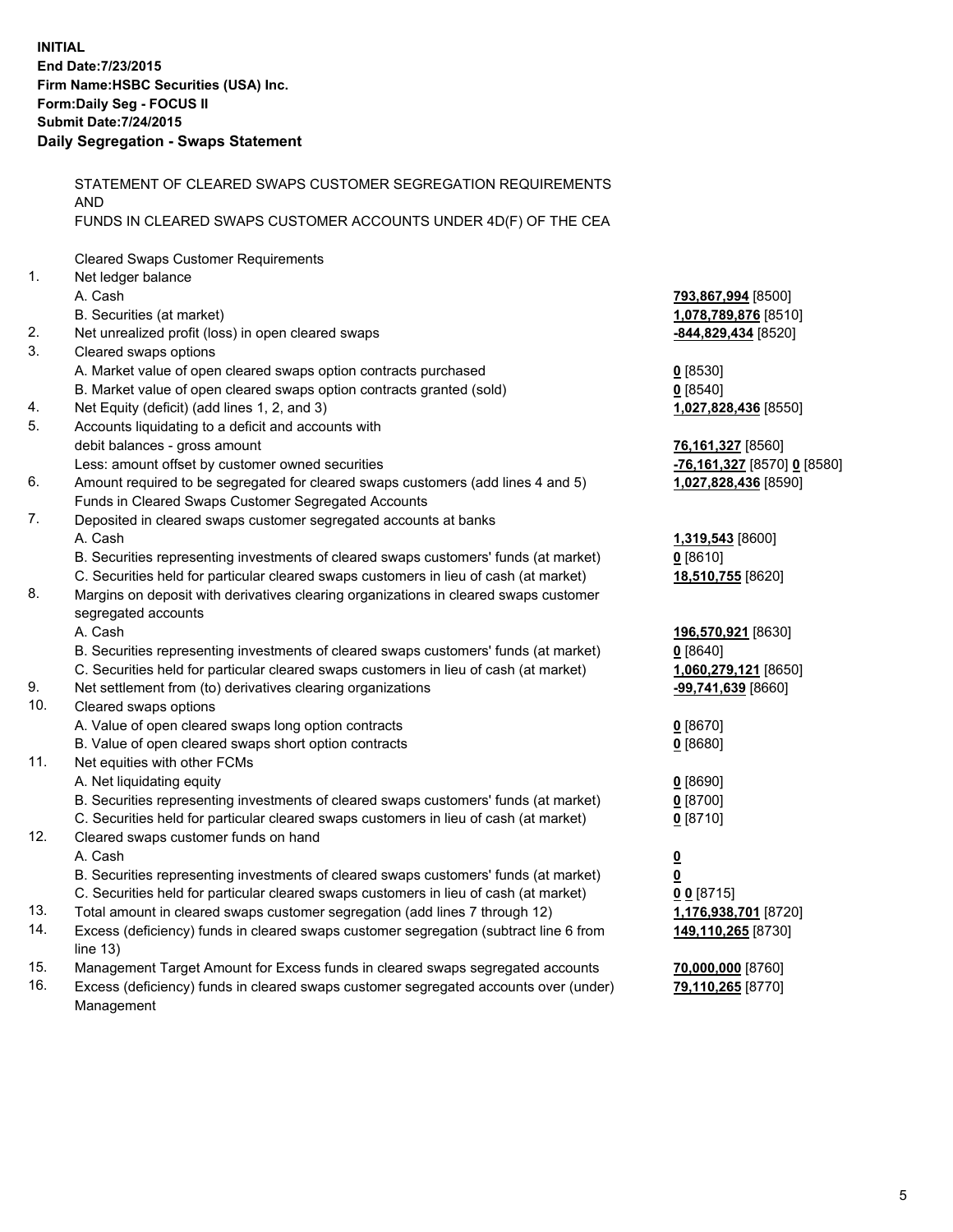**INITIAL**
**End Date:7/23/2015**
**Firm Name:HSBC Securities (USA) Inc.**
**Form:Daily Seg - FOCUS II**
**Submit Date:7/24/2015**
**Daily Segregation - Swaps Statement**

STATEMENT OF CLEARED SWAPS CUSTOMER SEGREGATION REQUIREMENTS AND FUNDS IN CLEARED SWAPS CUSTOMER ACCOUNTS UNDER 4D(F) OF THE CEA

| | | |
|---|---|---|
| | Cleared Swaps Customer Requirements | |
| 1. | Net ledger balance | |
| | A. Cash | **793,867,994** [8500] |
| | B. Securities (at market) | **1,078,789,876** [8510] |
| 2. | Net unrealized profit (loss) in open cleared swaps | **-844,829,434** [8520] |
| 3. | Cleared swaps options | |
| | A. Market value of open cleared swaps option contracts purchased | **0** [8530] |
| | B. Market value of open cleared swaps option contracts granted (sold) | **0** [8540] |
| 4. | Net Equity (deficit) (add lines 1, 2, and 3) | **1,027,828,436** [8550] |
| 5. | Accounts liquidating to a deficit and accounts with debit balances - gross amount | **76,161,327** [8560] |
| | Less: amount offset by customer owned securities | **-76,161,327** [8570] **0** [8580] |
| 6. | Amount required to be segregated for cleared swaps customers (add lines 4 and 5) | **1,027,828,436** [8590] |
| | Funds in Cleared Swaps Customer Segregated Accounts | |
| 7. | Deposited in cleared swaps customer segregated accounts at banks | |
| | A. Cash | **1,319,543** [8600] |
| | B. Securities representing investments of cleared swaps customers' funds (at market) | **0** [8610] |
| | C. Securities held for particular cleared swaps customers in lieu of cash (at market) | **18,510,755** [8620] |
| 8. | Margins on deposit with derivatives clearing organizations in cleared swaps customer segregated accounts | |
| | A. Cash | **196,570,921** [8630] |
| | B. Securities representing investments of cleared swaps customers' funds (at market) | **0** [8640] |
| | C. Securities held for particular cleared swaps customers in lieu of cash (at market) | **1,060,279,121** [8650] |
| 9. | Net settlement from (to) derivatives clearing organizations | **-99,741,639** [8660] |
| 10. | Cleared swaps options | |
| | A. Value of open cleared swaps long option contracts | **0** [8670] |
| | B. Value of open cleared swaps short option contracts | **0** [8680] |
| 11. | Net equities with other FCMs | |
| | A. Net liquidating equity | **0** [8690] |
| | B. Securities representing investments of cleared swaps customers' funds (at market) | **0** [8700] |
| | C. Securities held for particular cleared swaps customers in lieu of cash (at market) | **0** [8710] |
| 12. | Cleared swaps customer funds on hand | |
| | A. Cash | **0** |
| | B. Securities representing investments of cleared swaps customers' funds (at market) | **0** |
| | C. Securities held for particular cleared swaps customers in lieu of cash (at market) | **0** **0** [8715] |
| 13. | Total amount in cleared swaps customer segregation (add lines 7 through 12) | **1,176,938,701** [8720] |
| 14. | Excess (deficiency) funds in cleared swaps customer segregation (subtract line 6 from line 13) | **149,110,265** [8730] |
| 15. | Management Target Amount for Excess funds in cleared swaps segregated accounts | **70,000,000** [8760] |
| 16. | Excess (deficiency) funds in cleared swaps customer segregated accounts over (under) Management | **79,110,265** [8770] |